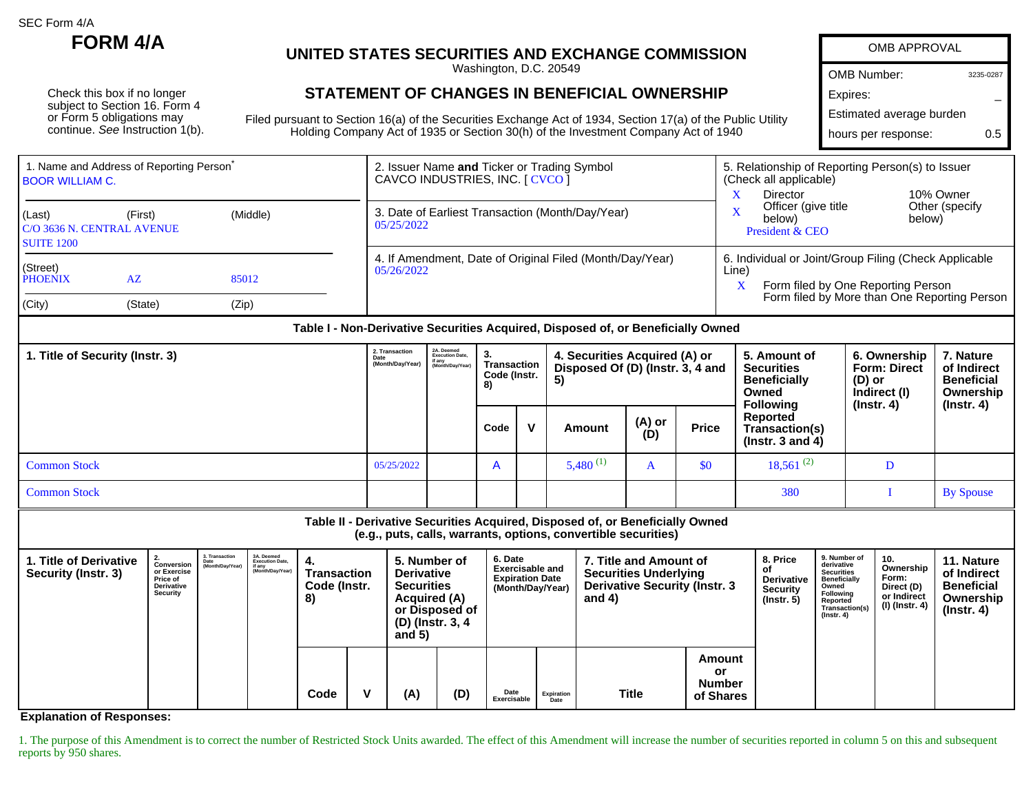SEC Form 4/A

# FORM 4/A

## UNITED STATES SECURITIES AND EXCHANGE COMMISSION

Washington, D.C. 20549

## STATEMENT OF CHANGES IN BENEFICIAL OWNERSHIP

Filed pursuant to Section 16(a) of the Securities Exchange Act of 1934, Section 17(a) of the Public Utility Holding Company Act of 1935 or Section 30(h) of the Investment Company Act of 1940

Check this box if no longer subject to Section 16. Form 4 or Form 5 obligations may continue. *See* Instruction 1(b).

| OMB APPROVAL | |
|---|---|
| OMB Number: | 3235-0287 |
| Expires: | – |
| Estimated average burden | |
| hours per response: | 0.5 |

**1. Name and Address of Reporting Person***

BOOR WILLIAM C.

(Last) (First) (Middle)

C/O 3636 N. CENTRAL AVENUE
SUITE 1200

(Street)

PHOENIX AZ 85012

(City) (State) (Zip)

**2. Issuer Name and Ticker or Trading Symbol**

CAVCO INDUSTRIES, INC. [ CVCO ]

**3. Date of Earliest Transaction (Month/Day/Year)**

05/25/2022

**4. If Amendment, Date of Original Filed (Month/Day/Year)**

05/26/2022

**5. Relationship of Reporting Person(s) to Issuer (Check all applicable)**

X Director
10% Owner
X Officer (give title below)
Other (specify below)

President & CEO

**6. Individual or Joint/Group Filing (Check Applicable Line)**

X Form filed by One Reporting Person
Form filed by More than One Reporting Person

### Table I - Non-Derivative Securities Acquired, Disposed of, or Beneficially Owned

| 1. Title of Security (Instr. 3) | 2. Transaction Date (Month/Day/Year) | 2A. Deemed Execution Date, if any (Month/Day/Year) | 3. Transaction Code (Instr. 8) | | 4. Securities Acquired (A) or Disposed Of (D) (Instr. 3, 4 and 5) | | | 5. Amount of Securities Beneficially Owned Following Reported Transaction(s) (Instr. 3 and 4) | 6. Ownership Form: Direct (D) or Indirect (I) (Instr. 4) | 7. Nature of Indirect Beneficial Ownership (Instr. 4) |
|---|---|---|---|---|---|---|---|---|---|---|
| | | | Code | V | Amount | (A) or (D) | Price | | | |
| Common Stock | 05/25/2022 | | A | | 5,480 (1) | A | $0 | 18,561 (2) | D | |
| Common Stock | | | | | | | | 380 | I | By Spouse |

### Table II - Derivative Securities Acquired, Disposed of, or Beneficially Owned (e.g., puts, calls, warrants, options, convertible securities)

| 1. Title of Derivative Security (Instr. 3) | 2. Conversion or Exercise Price of Derivative Security | 3. Transaction Date (Month/Day/Year) | 3A. Deemed Execution Date, if any (Month/Day/Year) | 4. Transaction Code (Instr. 8) | | 5. Number of Derivative Securities Acquired (A) or Disposed of (D) (Instr. 3, 4 and 5) | | 6. Date Exercisable and Expiration Date (Month/Day/Year) | | 7. Title and Amount of Securities Underlying Derivative Security (Instr. 3 and 4) | | 8. Price of Derivative Security (Instr. 5) | 9. Number of derivative Securities Beneficially Owned Following Reported Transaction(s) (Instr. 4) | 10. Ownership Form: Direct (D) or Indirect (I) (Instr. 4) | 11. Nature of Indirect Beneficial Ownership (Instr. 4) |
|---|---|---|---|---|---|---|---|---|---|---|---|---|---|---|---|
| | | | | Code | V | (A) | (D) | Date Exercisable | Expiration Date | Title | Amount or Number of Shares | | | | |

**Explanation of Responses:**

1. The purpose of this Amendment is to correct the number of Restricted Stock Units awarded. The effect of this Amendment will increase the number of securities reported in column 5 on this and subsequent reports by 950 shares.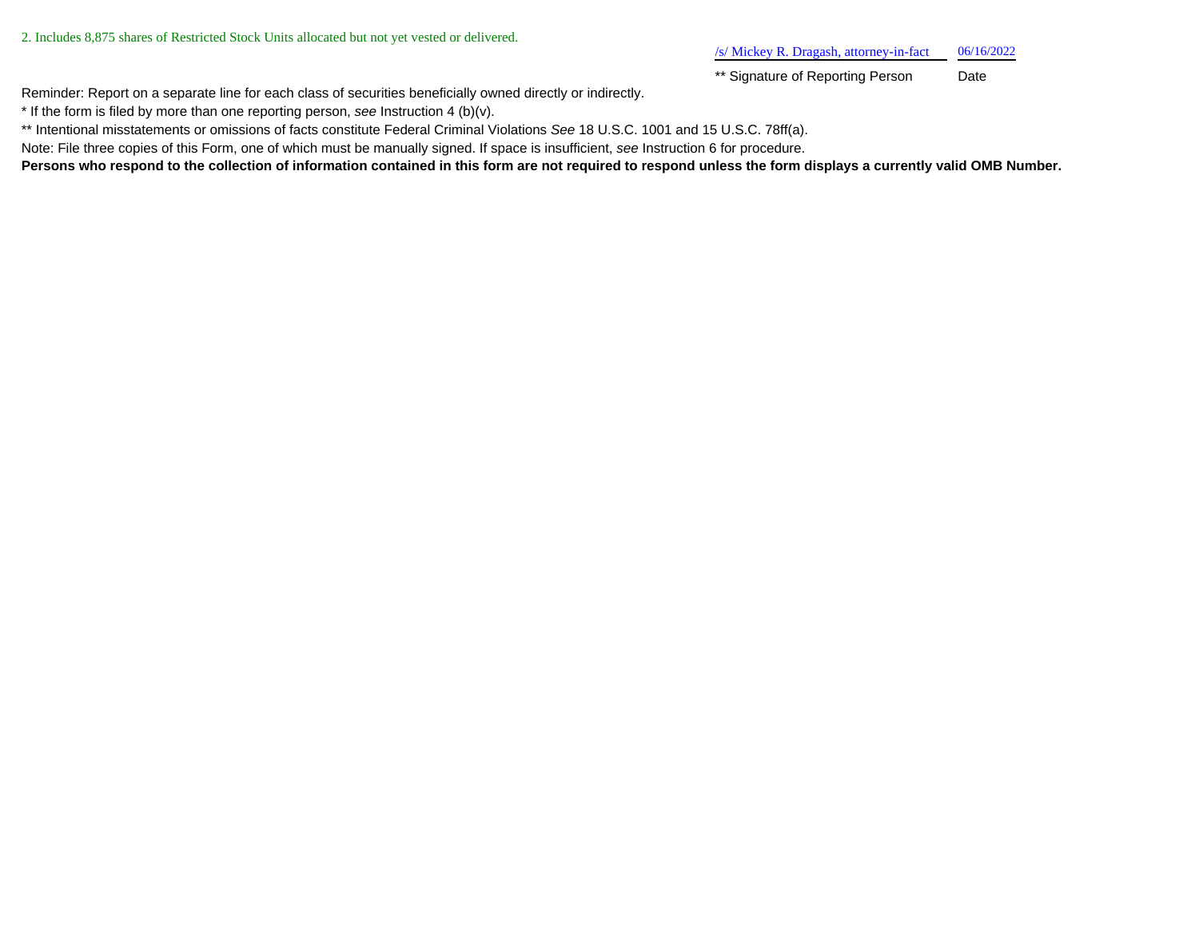2. Includes 8,875 shares of Restricted Stock Units allocated but not yet vested or delivered.

| | |
|---|---|
| /s/ Mickey R. Dragash, attorney-in-fact | 06/16/2022 |
| ** Signature of Reporting Person | Date |

Reminder: Report on a separate line for each class of securities beneficially owned directly or indirectly.

* If the form is filed by more than one reporting person, *see* Instruction 4 (b)(v).

** Intentional misstatements or omissions of facts constitute Federal Criminal Violations *See* 18 U.S.C. 1001 and 15 U.S.C. 78ff(a).

Note: File three copies of this Form, one of which must be manually signed. If space is insufficient, *see* Instruction 6 for procedure.

**Persons who respond to the collection of information contained in this form are not required to respond unless the form displays a currently valid OMB Number.**